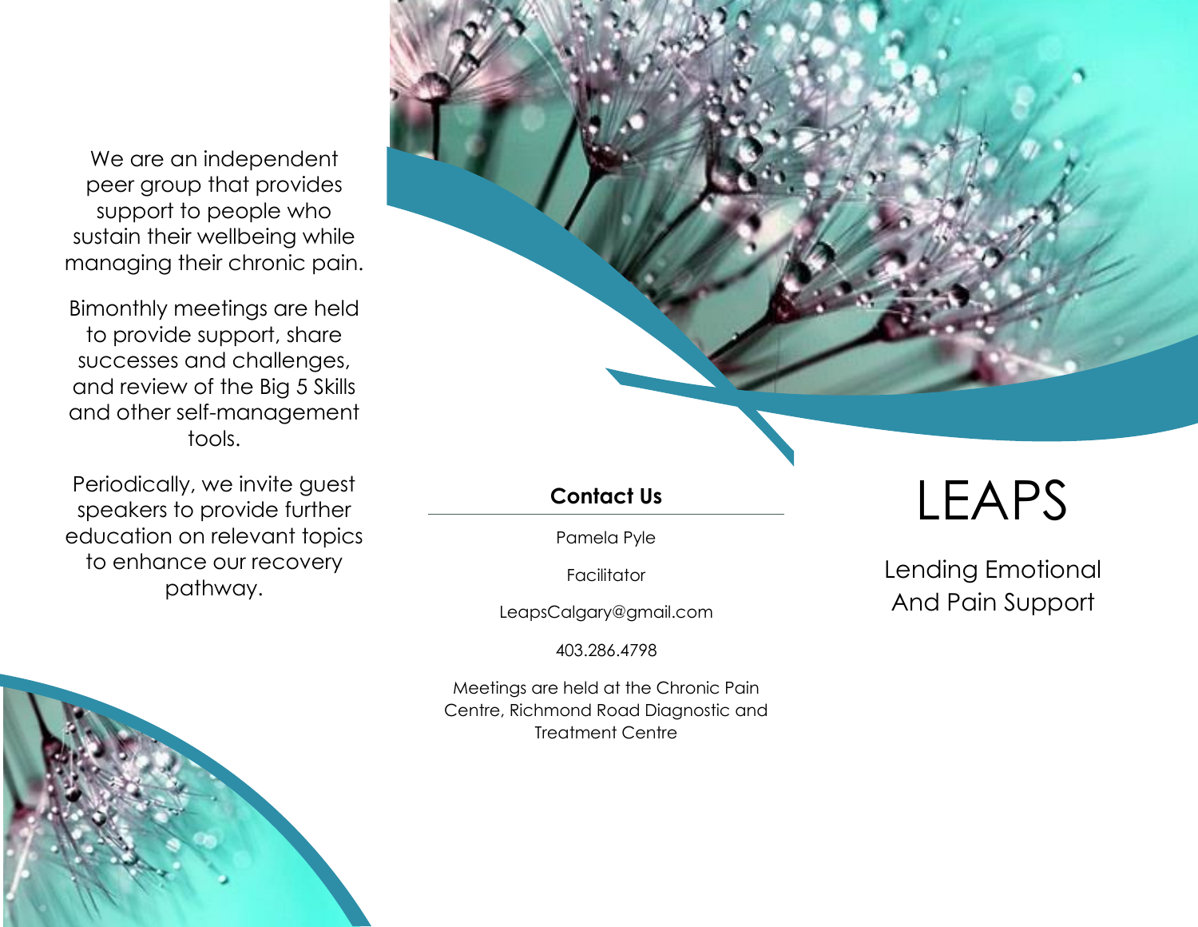We are an independent peer group that provides support to people who sustain their wellbeing while managing their chronic pain.

Bimonthly meetings are held to provide support, share successes and challenges, and review of the Big 5 Skills and other self-management tools.

Periodically, we invite guest speakers to provide further education on relevant topics to enhance our recovery pathway.

**Contact Us**

Pamela Pyle

Facilitator

LeapsCalgary@gmail.com

403.286.4798

Meetings are held at the Chronic Pain Centre, Richmond Road Diagnostic and Treatment Centre

# LEAPS

Lending Emotional And Pain Support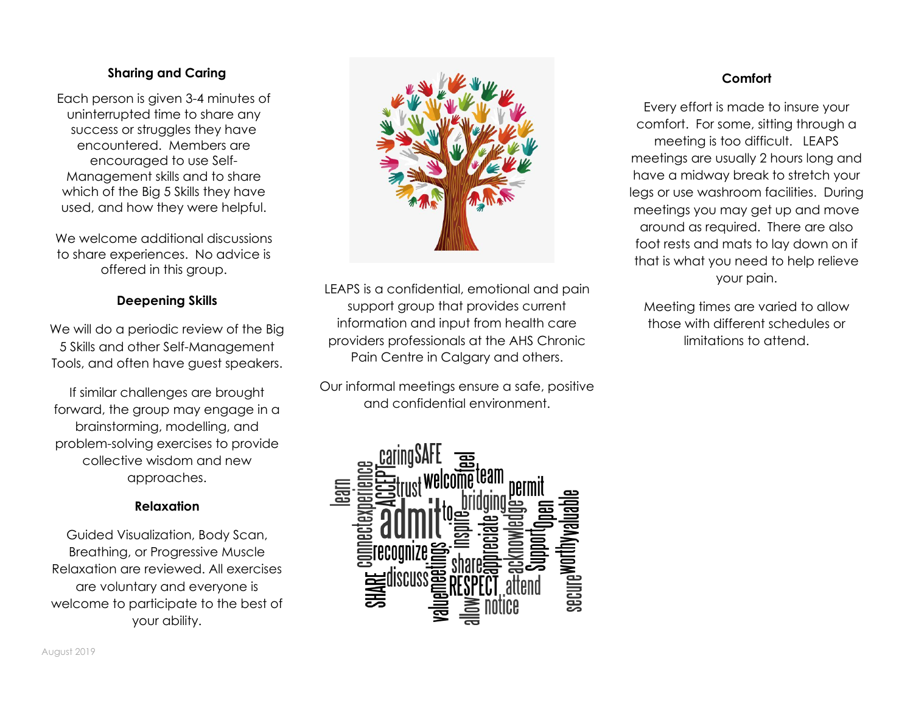### Sharing and Caring

Each person is given 3-4 minutes of uninterrupted time to share any success or struggles they have encountered. Members are encouraged to use Self-Management skills and to share which of the Big 5 Skills they have used, and how they were helpful.

We welcome additional discussions to share experiences. No advice is offered in this group.

### Deepening Skills

We will do a periodic review of the Big 5 Skills and other Self-Management Tools, and often have guest speakers.

If similar challenges are brought forward, the group may engage in a brainstorming, modelling, and problem-solving exercises to provide collective wisdom and new approaches.

### Relaxation

Guided Visualization, Body Scan, Breathing, or Progressive Muscle Relaxation are reviewed. All exercises are voluntary and everyone is welcome to participate to the best of your ability.

LEAPS is a confidential, emotional and pain support group that provides current information and input from health care providers professionals at the AHS Chronic Pain Centre in Calgary and others.

Our informal meetings ensure a safe, positive and confidential environment.

### Comfort

Every effort is made to insure your comfort. For some, sitting through a meeting is too difficult. LEAPS meetings are usually 2 hours long and have a midway break to stretch your legs or use washroom facilities. During meetings you may get up and move around as required. There are also foot rests and mats to lay down on if that is what you need to help relieve your pain.

Meeting times are varied to allow those with different schedules or limitations to attend.

August 2019